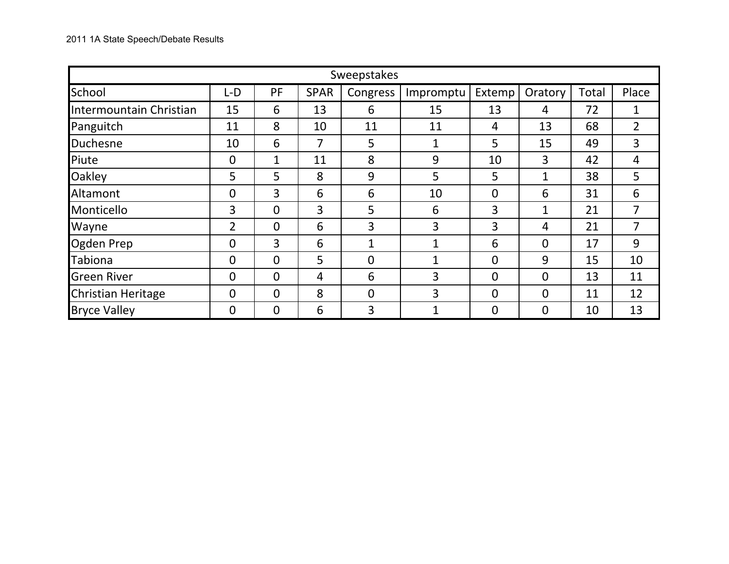2011 1A State Speech/Debate Results

| Sweepstakes | | | | | | | | | |
|---|---|---|---|---|---|---|---|---|---|
| School | L-D | PF | SPAR | Congress | Impromptu | Extemp | Oratory | Total | Place |
| Intermountain Christian | 15 | 6 | 13 | 6 | 15 | 13 | 4 | 72 | 1 |
| Panguitch | 11 | 8 | 10 | 11 | 11 | 4 | 13 | 68 | 2 |
| Duchesne | 10 | 6 | 7 | 5 | 1 | 5 | 15 | 49 | 3 |
| Piute | 0 | 1 | 11 | 8 | 9 | 10 | 3 | 42 | 4 |
| Oakley | 5 | 5 | 8 | 9 | 5 | 5 | 1 | 38 | 5 |
| Altamont | 0 | 3 | 6 | 6 | 10 | 0 | 6 | 31 | 6 |
| Monticello | 3 | 0 | 3 | 5 | 6 | 3 | 1 | 21 | 7 |
| Wayne | 2 | 0 | 6 | 3 | 3 | 3 | 4 | 21 | 7 |
| Ogden Prep | 0 | 3 | 6 | 1 | 1 | 6 | 0 | 17 | 9 |
| Tabiona | 0 | 0 | 5 | 0 | 1 | 0 | 9 | 15 | 10 |
| Green River | 0 | 0 | 4 | 6 | 3 | 0 | 0 | 13 | 11 |
| Christian Heritage | 0 | 0 | 8 | 0 | 3 | 0 | 0 | 11 | 12 |
| Bryce Valley | 0 | 0 | 6 | 3 | 1 | 0 | 0 | 10 | 13 |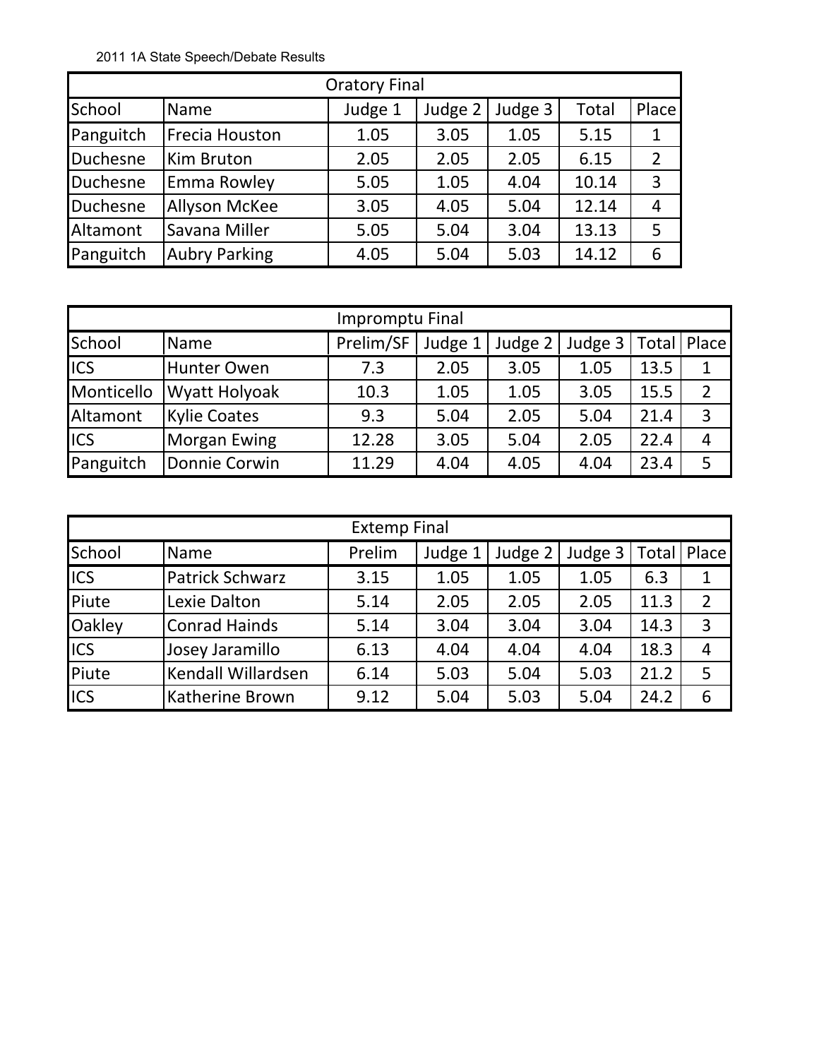2011 1A State Speech/Debate Results

| Oratory Final | | | | | | |
|---|---|---|---|---|---|---|
| School | Name | Judge 1 | Judge 2 | Judge 3 | Total | Place |
| Panguitch | Frecia Houston | 1.05 | 3.05 | 1.05 | 5.15 | 1 |
| Duchesne | Kim Bruton | 2.05 | 2.05 | 2.05 | 6.15 | 2 |
| Duchesne | Emma Rowley | 5.05 | 1.05 | 4.04 | 10.14 | 3 |
| Duchesne | Allyson McKee | 3.05 | 4.05 | 5.04 | 12.14 | 4 |
| Altamont | Savana Miller | 5.05 | 5.04 | 3.04 | 13.13 | 5 |
| Panguitch | Aubry Parking | 4.05 | 5.04 | 5.03 | 14.12 | 6 |

| Impromptu Final | | | | | | | |
|---|---|---|---|---|---|---|---|
| School | Name | Prelim/SF | Judge 1 | Judge 2 | Judge 3 | Total | Place |
| ICS | Hunter Owen | 7.3 | 2.05 | 3.05 | 1.05 | 13.5 | 1 |
| Monticello | Wyatt Holyoak | 10.3 | 1.05 | 1.05 | 3.05 | 15.5 | 2 |
| Altamont | Kylie Coates | 9.3 | 5.04 | 2.05 | 5.04 | 21.4 | 3 |
| ICS | Morgan Ewing | 12.28 | 3.05 | 5.04 | 2.05 | 22.4 | 4 |
| Panguitch | Donnie Corwin | 11.29 | 4.04 | 4.05 | 4.04 | 23.4 | 5 |

| Extemp Final | | | | | | | |
|---|---|---|---|---|---|---|---|
| School | Name | Prelim | Judge 1 | Judge 2 | Judge 3 | Total | Place |
| ICS | Patrick Schwarz | 3.15 | 1.05 | 1.05 | 1.05 | 6.3 | 1 |
| Piute | Lexie Dalton | 5.14 | 2.05 | 2.05 | 2.05 | 11.3 | 2 |
| Oakley | Conrad Hainds | 5.14 | 3.04 | 3.04 | 3.04 | 14.3 | 3 |
| ICS | Josey Jaramillo | 6.13 | 4.04 | 4.04 | 4.04 | 18.3 | 4 |
| Piute | Kendall Willardsen | 6.14 | 5.03 | 5.04 | 5.03 | 21.2 | 5 |
| ICS | Katherine Brown | 9.12 | 5.04 | 5.03 | 5.04 | 24.2 | 6 |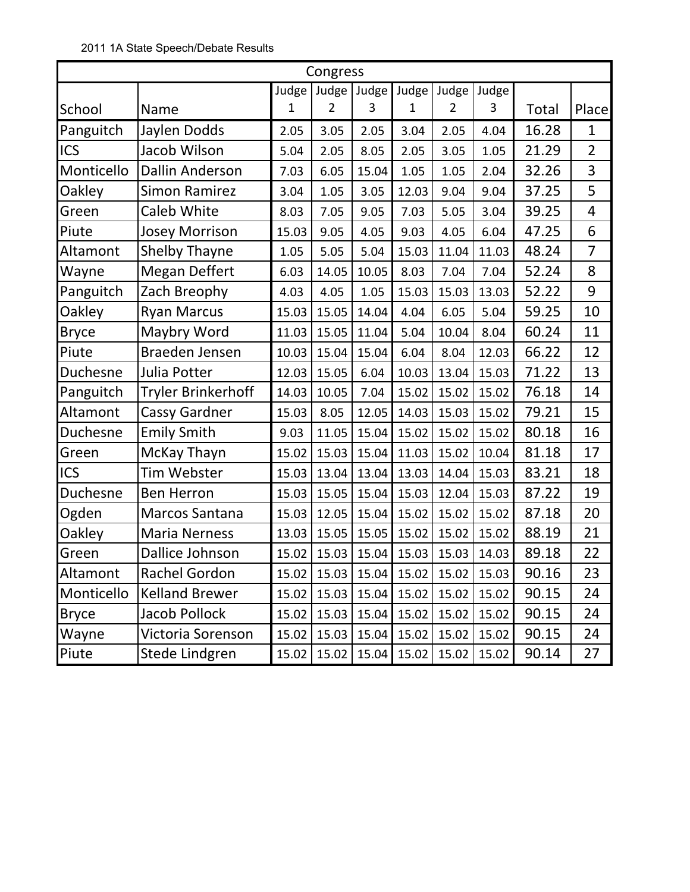2011 1A State Speech/Debate Results

| Congress | | | | | | | | | |
|---|---|---|---|---|---|---|---|---|---|
| School | Name | Judge 1 | Judge 2 | Judge 3 | Judge 1 | Judge 2 | Judge 3 | Total | Place |
| Panguitch | Jaylen Dodds | 2.05 | 3.05 | 2.05 | 3.04 | 2.05 | 4.04 | 16.28 | 1 |
| ICS | Jacob Wilson | 5.04 | 2.05 | 8.05 | 2.05 | 3.05 | 1.05 | 21.29 | 2 |
| Monticello | Dallin Anderson | 7.03 | 6.05 | 15.04 | 1.05 | 1.05 | 2.04 | 32.26 | 3 |
| Oakley | Simon Ramirez | 3.04 | 1.05 | 3.05 | 12.03 | 9.04 | 9.04 | 37.25 | 5 |
| Green | Caleb White | 8.03 | 7.05 | 9.05 | 7.03 | 5.05 | 3.04 | 39.25 | 4 |
| Piute | Josey Morrison | 15.03 | 9.05 | 4.05 | 9.03 | 4.05 | 6.04 | 47.25 | 6 |
| Altamont | Shelby Thayne | 1.05 | 5.05 | 5.04 | 15.03 | 11.04 | 11.03 | 48.24 | 7 |
| Wayne | Megan Deffert | 6.03 | 14.05 | 10.05 | 8.03 | 7.04 | 7.04 | 52.24 | 8 |
| Panguitch | Zach Breophy | 4.03 | 4.05 | 1.05 | 15.03 | 15.03 | 13.03 | 52.22 | 9 |
| Oakley | Ryan Marcus | 15.03 | 15.05 | 14.04 | 4.04 | 6.05 | 5.04 | 59.25 | 10 |
| Bryce | Maybry Word | 11.03 | 15.05 | 11.04 | 5.04 | 10.04 | 8.04 | 60.24 | 11 |
| Piute | Braeden Jensen | 10.03 | 15.04 | 15.04 | 6.04 | 8.04 | 12.03 | 66.22 | 12 |
| Duchesne | Julia Potter | 12.03 | 15.05 | 6.04 | 10.03 | 13.04 | 15.03 | 71.22 | 13 |
| Panguitch | Tryler Brinkerhoff | 14.03 | 10.05 | 7.04 | 15.02 | 15.02 | 15.02 | 76.18 | 14 |
| Altamont | Cassy Gardner | 15.03 | 8.05 | 12.05 | 14.03 | 15.03 | 15.02 | 79.21 | 15 |
| Duchesne | Emily Smith | 9.03 | 11.05 | 15.04 | 15.02 | 15.02 | 15.02 | 80.18 | 16 |
| Green | McKay Thayn | 15.02 | 15.03 | 15.04 | 11.03 | 15.02 | 10.04 | 81.18 | 17 |
| ICS | Tim Webster | 15.03 | 13.04 | 13.04 | 13.03 | 14.04 | 15.03 | 83.21 | 18 |
| Duchesne | Ben Herron | 15.03 | 15.05 | 15.04 | 15.03 | 12.04 | 15.03 | 87.22 | 19 |
| Ogden | Marcos Santana | 15.03 | 12.05 | 15.04 | 15.02 | 15.02 | 15.02 | 87.18 | 20 |
| Oakley | Maria Nerness | 13.03 | 15.05 | 15.05 | 15.02 | 15.02 | 15.02 | 88.19 | 21 |
| Green | Dallice Johnson | 15.02 | 15.03 | 15.04 | 15.03 | 15.03 | 14.03 | 89.18 | 22 |
| Altamont | Rachel Gordon | 15.02 | 15.03 | 15.04 | 15.02 | 15.02 | 15.03 | 90.16 | 23 |
| Monticello | Kelland Brewer | 15.02 | 15.03 | 15.04 | 15.02 | 15.02 | 15.02 | 90.15 | 24 |
| Bryce | Jacob Pollock | 15.02 | 15.03 | 15.04 | 15.02 | 15.02 | 15.02 | 90.15 | 24 |
| Wayne | Victoria Sorenson | 15.02 | 15.03 | 15.04 | 15.02 | 15.02 | 15.02 | 90.15 | 24 |
| Piute | Stede Lindgren | 15.02 | 15.02 | 15.04 | 15.02 | 15.02 | 15.02 | 90.14 | 27 |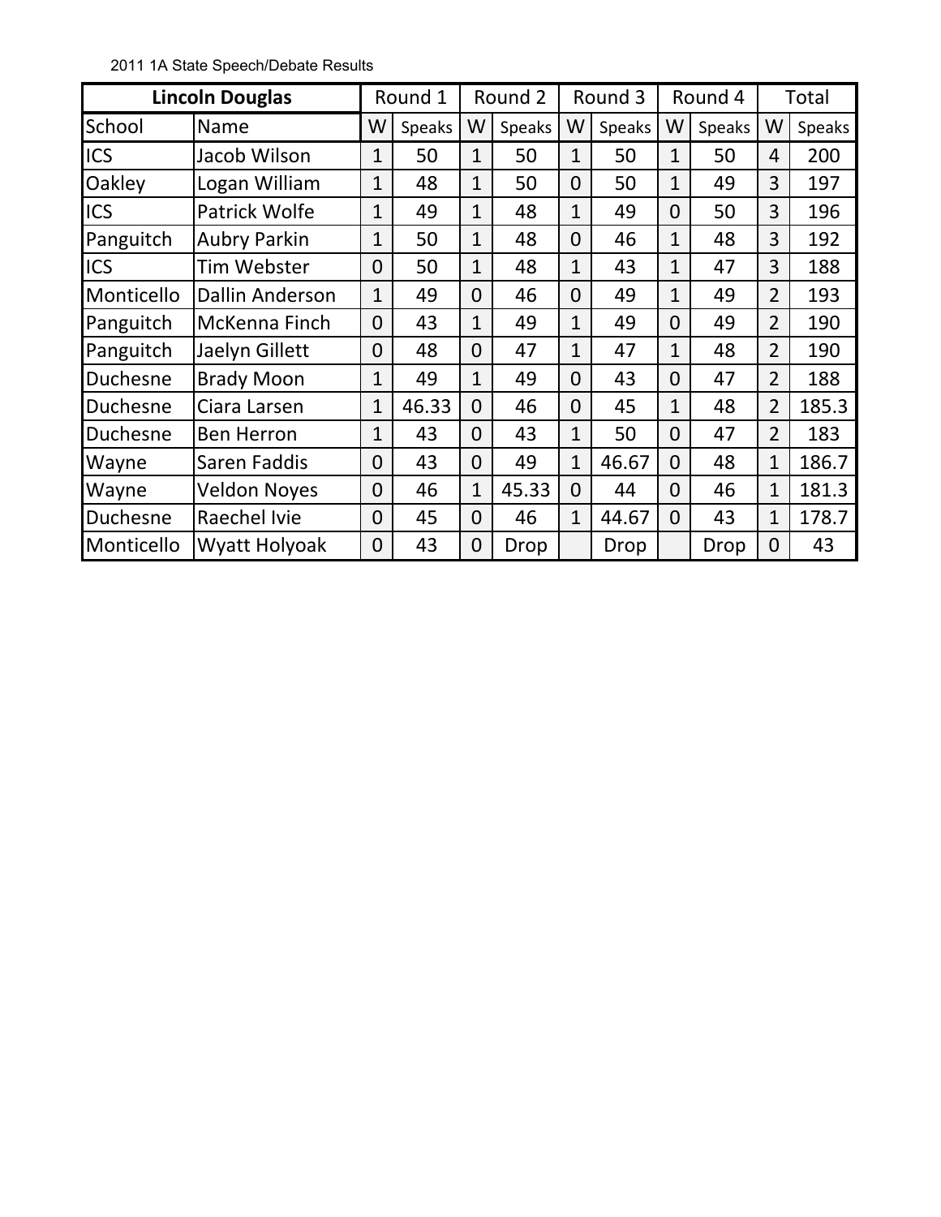2011 1A State Speech/Debate Results

| Lincoln Douglas | | Round 1 | | Round 2 | | Round 3 | | Round 4 | | Total | |
|---|---|---|---|---|---|---|---|---|---|---|---|
| School | Name | W | Speaks | W | Speaks | W | Speaks | W | Speaks | W | Speaks |
| ICS | Jacob Wilson | 1 | 50 | 1 | 50 | 1 | 50 | 1 | 50 | 4 | 200 |
| Oakley | Logan William | 1 | 48 | 1 | 50 | 0 | 50 | 1 | 49 | 3 | 197 |
| ICS | Patrick Wolfe | 1 | 49 | 1 | 48 | 1 | 49 | 0 | 50 | 3 | 196 |
| Panguitch | Aubry Parkin | 1 | 50 | 1 | 48 | 0 | 46 | 1 | 48 | 3 | 192 |
| ICS | Tim Webster | 0 | 50 | 1 | 48 | 1 | 43 | 1 | 47 | 3 | 188 |
| Monticello | Dallin Anderson | 1 | 49 | 0 | 46 | 0 | 49 | 1 | 49 | 2 | 193 |
| Panguitch | McKenna Finch | 0 | 43 | 1 | 49 | 1 | 49 | 0 | 49 | 2 | 190 |
| Panguitch | Jaelyn Gillett | 0 | 48 | 0 | 47 | 1 | 47 | 1 | 48 | 2 | 190 |
| Duchesne | Brady Moon | 1 | 49 | 1 | 49 | 0 | 43 | 0 | 47 | 2 | 188 |
| Duchesne | Ciara Larsen | 1 | 46.33 | 0 | 46 | 0 | 45 | 1 | 48 | 2 | 185.3 |
| Duchesne | Ben Herron | 1 | 43 | 0 | 43 | 1 | 50 | 0 | 47 | 2 | 183 |
| Wayne | Saren Faddis | 0 | 43 | 0 | 49 | 1 | 46.67 | 0 | 48 | 1 | 186.7 |
| Wayne | Veldon Noyes | 0 | 46 | 1 | 45.33 | 0 | 44 | 0 | 46 | 1 | 181.3 |
| Duchesne | Raechel Ivie | 0 | 45 | 0 | 46 | 1 | 44.67 | 0 | 43 | 1 | 178.7 |
| Monticello | Wyatt Holyoak | 0 | 43 | 0 | Drop | | Drop | | Drop | 0 | 43 |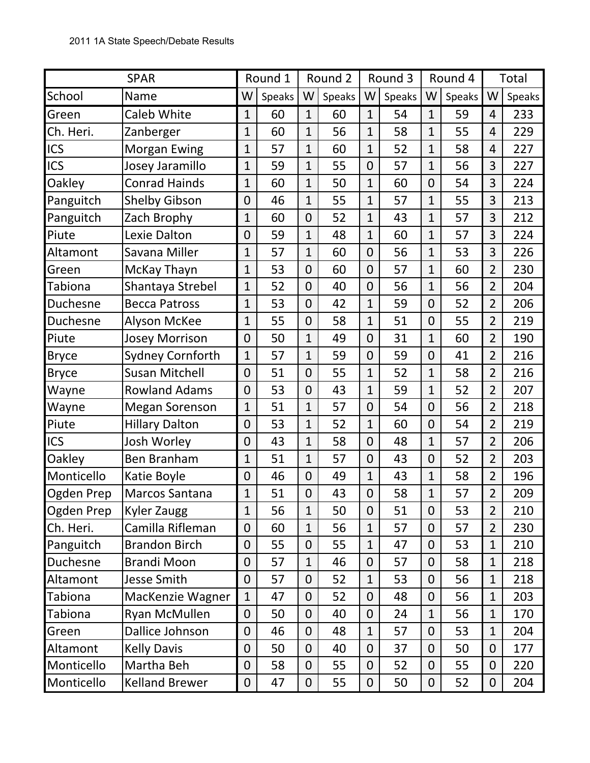2011 1A State Speech/Debate Results

| SPAR | | Round 1 | | Round 2 | | Round 3 | | Round 4 | | Total | |
|---|---|---|---|---|---|---|---|---|---|---|---|
| School | Name | W | Speaks | W | Speaks | W | Speaks | W | Speaks | W | Speaks |
| Green | Caleb White | 1 | 60 | 1 | 60 | 1 | 54 | 1 | 59 | 4 | 233 |
| Ch. Heri. | Zanberger | 1 | 60 | 1 | 56 | 1 | 58 | 1 | 55 | 4 | 229 |
| ICS | Morgan Ewing | 1 | 57 | 1 | 60 | 1 | 52 | 1 | 58 | 4 | 227 |
| ICS | Josey Jaramillo | 1 | 59 | 1 | 55 | 0 | 57 | 1 | 56 | 3 | 227 |
| Oakley | Conrad Hainds | 1 | 60 | 1 | 50 | 1 | 60 | 0 | 54 | 3 | 224 |
| Panguitch | Shelby Gibson | 0 | 46 | 1 | 55 | 1 | 57 | 1 | 55 | 3 | 213 |
| Panguitch | Zach Brophy | 1 | 60 | 0 | 52 | 1 | 43 | 1 | 57 | 3 | 212 |
| Piute | Lexie Dalton | 0 | 59 | 1 | 48 | 1 | 60 | 1 | 57 | 3 | 224 |
| Altamont | Savana Miller | 1 | 57 | 1 | 60 | 0 | 56 | 1 | 53 | 3 | 226 |
| Green | McKay Thayn | 1 | 53 | 0 | 60 | 0 | 57 | 1 | 60 | 2 | 230 |
| Tabiona | Shantaya Strebel | 1 | 52 | 0 | 40 | 0 | 56 | 1 | 56 | 2 | 204 |
| Duchesne | Becca Patross | 1 | 53 | 0 | 42 | 1 | 59 | 0 | 52 | 2 | 206 |
| Duchesne | Alyson McKee | 1 | 55 | 0 | 58 | 1 | 51 | 0 | 55 | 2 | 219 |
| Piute | Josey Morrison | 0 | 50 | 1 | 49 | 0 | 31 | 1 | 60 | 2 | 190 |
| Bryce | Sydney Cornforth | 1 | 57 | 1 | 59 | 0 | 59 | 0 | 41 | 2 | 216 |
| Bryce | Susan Mitchell | 0 | 51 | 0 | 55 | 1 | 52 | 1 | 58 | 2 | 216 |
| Wayne | Rowland Adams | 0 | 53 | 0 | 43 | 1 | 59 | 1 | 52 | 2 | 207 |
| Wayne | Megan Sorenson | 1 | 51 | 1 | 57 | 0 | 54 | 0 | 56 | 2 | 218 |
| Piute | Hillary Dalton | 0 | 53 | 1 | 52 | 1 | 60 | 0 | 54 | 2 | 219 |
| ICS | Josh Worley | 0 | 43 | 1 | 58 | 0 | 48 | 1 | 57 | 2 | 206 |
| Oakley | Ben Branham | 1 | 51 | 1 | 57 | 0 | 43 | 0 | 52 | 2 | 203 |
| Monticello | Katie Boyle | 0 | 46 | 0 | 49 | 1 | 43 | 1 | 58 | 2 | 196 |
| Ogden Prep | Marcos Santana | 1 | 51 | 0 | 43 | 0 | 58 | 1 | 57 | 2 | 209 |
| Ogden Prep | Kyler Zaugg | 1 | 56 | 1 | 50 | 0 | 51 | 0 | 53 | 2 | 210 |
| Ch. Heri. | Camilla Rifleman | 0 | 60 | 1 | 56 | 1 | 57 | 0 | 57 | 2 | 230 |
| Panguitch | Brandon Birch | 0 | 55 | 0 | 55 | 1 | 47 | 0 | 53 | 1 | 210 |
| Duchesne | Brandi Moon | 0 | 57 | 1 | 46 | 0 | 57 | 0 | 58 | 1 | 218 |
| Altamont | Jesse Smith | 0 | 57 | 0 | 52 | 1 | 53 | 0 | 56 | 1 | 218 |
| Tabiona | MacKenzie Wagner | 1 | 47 | 0 | 52 | 0 | 48 | 0 | 56 | 1 | 203 |
| Tabiona | Ryan McMullen | 0 | 50 | 0 | 40 | 0 | 24 | 1 | 56 | 1 | 170 |
| Green | Dallice Johnson | 0 | 46 | 0 | 48 | 1 | 57 | 0 | 53 | 1 | 204 |
| Altamont | Kelly Davis | 0 | 50 | 0 | 40 | 0 | 37 | 0 | 50 | 0 | 177 |
| Monticello | Martha Beh | 0 | 58 | 0 | 55 | 0 | 52 | 0 | 55 | 0 | 220 |
| Monticello | Kelland Brewer | 0 | 47 | 0 | 55 | 0 | 50 | 0 | 52 | 0 | 204 |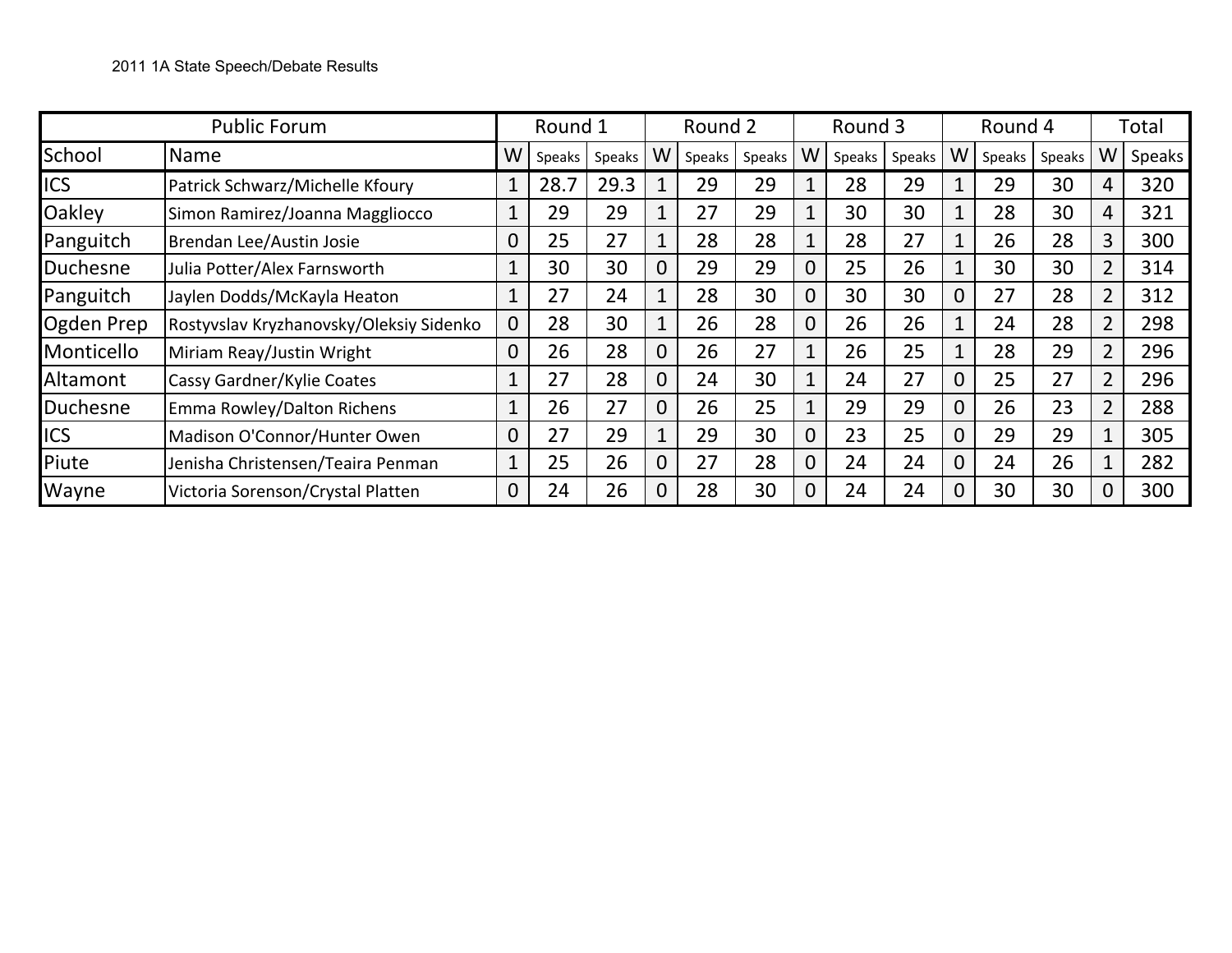2011 1A State Speech/Debate Results

| Public Forum | | Round 1 | | | Round 2 | | | Round 3 | | | Round 4 | | | Total | |
|---|---|---|---|---|---|---|---|---|---|---|---|---|---|---|---|
| School | Name | W | Speaks | Speaks | W | Speaks | Speaks | W | Speaks | Speaks | W | Speaks | Speaks | W | Speaks |
| ICS | Patrick Schwarz/Michelle Kfoury | 1 | 28.7 | 29.3 | 1 | 29 | 29 | 1 | 28 | 29 | 1 | 29 | 30 | 4 | 320 |
| Oakley | Simon Ramirez/Joanna Maggliocco | 1 | 29 | 29 | 1 | 27 | 29 | 1 | 30 | 30 | 1 | 28 | 30 | 4 | 321 |
| Panguitch | Brendan Lee/Austin Josie | 0 | 25 | 27 | 1 | 28 | 28 | 1 | 28 | 27 | 1 | 26 | 28 | 3 | 300 |
| Duchesne | Julia Potter/Alex Farnsworth | 1 | 30 | 30 | 0 | 29 | 29 | 0 | 25 | 26 | 1 | 30 | 30 | 2 | 314 |
| Panguitch | Jaylen Dodds/McKayla Heaton | 1 | 27 | 24 | 1 | 28 | 30 | 0 | 30 | 30 | 0 | 27 | 28 | 2 | 312 |
| Ogden Prep | Rostyvslav Kryzhanovsky/Oleksiy Sidenko | 0 | 28 | 30 | 1 | 26 | 28 | 0 | 26 | 26 | 1 | 24 | 28 | 2 | 298 |
| Monticello | Miriam Reay/Justin Wright | 0 | 26 | 28 | 0 | 26 | 27 | 1 | 26 | 25 | 1 | 28 | 29 | 2 | 296 |
| Altamont | Cassy Gardner/Kylie Coates | 1 | 27 | 28 | 0 | 24 | 30 | 1 | 24 | 27 | 0 | 25 | 27 | 2 | 296 |
| Duchesne | Emma Rowley/Dalton Richens | 1 | 26 | 27 | 0 | 26 | 25 | 1 | 29 | 29 | 0 | 26 | 23 | 2 | 288 |
| ICS | Madison O'Connor/Hunter Owen | 0 | 27 | 29 | 1 | 29 | 30 | 0 | 23 | 25 | 0 | 29 | 29 | 1 | 305 |
| Piute | Jenisha Christensen/Teaira Penman | 1 | 25 | 26 | 0 | 27 | 28 | 0 | 24 | 24 | 0 | 24 | 26 | 1 | 282 |
| Wayne | Victoria Sorenson/Crystal Platten | 0 | 24 | 26 | 0 | 28 | 30 | 0 | 24 | 24 | 0 | 30 | 30 | 0 | 300 |